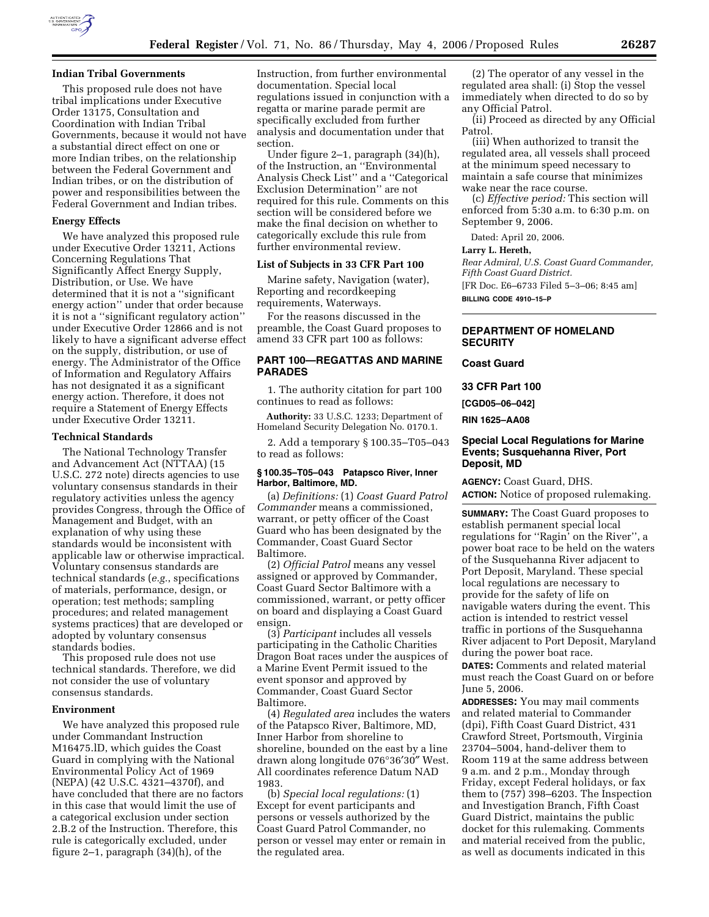**Indian Tribal Governments**

This proposed rule does not have tribal implications under Executive Order 13175, Consultation and Coordination with Indian Tribal Governments, because it would not have a substantial direct effect on one or more Indian tribes, on the relationship between the Federal Government and Indian tribes, or on the distribution of power and responsibilities between the Federal Government and Indian tribes.

**Energy Effects**

We have analyzed this proposed rule under Executive Order 13211, Actions Concerning Regulations That Significantly Affect Energy Supply, Distribution, or Use. We have determined that it is not a ''significant energy action'' under that order because it is not a ''significant regulatory action'' under Executive Order 12866 and is not likely to have a significant adverse effect on the supply, distribution, or use of energy. The Administrator of the Office of Information and Regulatory Affairs has not designated it as a significant energy action. Therefore, it does not require a Statement of Energy Effects under Executive Order 13211.

**Technical Standards**

The National Technology Transfer and Advancement Act (NTTAA) (15 U.S.C. 272 note) directs agencies to use voluntary consensus standards in their regulatory activities unless the agency provides Congress, through the Office of Management and Budget, with an explanation of why using these standards would be inconsistent with applicable law or otherwise impractical. Voluntary consensus standards are technical standards (*e.g.*, specifications of materials, performance, design, or operation; test methods; sampling procedures; and related management systems practices) that are developed or adopted by voluntary consensus standards bodies.

This proposed rule does not use technical standards. Therefore, we did not consider the use of voluntary consensus standards.

**Environment**

We have analyzed this proposed rule under Commandant Instruction M16475.lD, which guides the Coast Guard in complying with the National Environmental Policy Act of 1969 (NEPA) (42 U.S.C. 4321–4370f), and have concluded that there are no factors in this case that would limit the use of a categorical exclusion under section 2.B.2 of the Instruction. Therefore, this rule is categorically excluded, under figure 2–1, paragraph (34)(h), of the Instruction, from further environmental documentation. Special local regulations issued in conjunction with a regatta or marine parade permit are specifically excluded from further analysis and documentation under that section.

Under figure 2–1, paragraph (34)(h), of the Instruction, an ''Environmental Analysis Check List'' and a ''Categorical Exclusion Determination'' are not required for this rule. Comments on this section will be considered before we make the final decision on whether to categorically exclude this rule from further environmental review.

**List of Subjects in 33 CFR Part 100**

Marine safety, Navigation (water), Reporting and recordkeeping requirements, Waterways.

For the reasons discussed in the preamble, the Coast Guard proposes to amend 33 CFR part 100 as follows:

## PART 100—REGATTAS AND MARINE PARADES

1. The authority citation for part 100 continues to read as follows:

**Authority:** 33 U.S.C. 1233; Department of Homeland Security Delegation No. 0170.1.

2. Add a temporary § 100.35–T05–043 to read as follows:

**§ 100.35–T05–043 Patapsco River, Inner Harbor, Baltimore, MD.**

(a) *Definitions:* (1) *Coast Guard Patrol Commander* means a commissioned, warrant, or petty officer of the Coast Guard who has been designated by the Commander, Coast Guard Sector Baltimore.

(2) *Official Patrol* means any vessel assigned or approved by Commander, Coast Guard Sector Baltimore with a commissioned, warrant, or petty officer on board and displaying a Coast Guard ensign.

(3) *Participant* includes all vessels participating in the Catholic Charities Dragon Boat races under the auspices of a Marine Event Permit issued to the event sponsor and approved by Commander, Coast Guard Sector Baltimore.

(4) *Regulated area* includes the waters of the Patapsco River, Baltimore, MD, Inner Harbor from shoreline to shoreline, bounded on the east by a line drawn along longitude 076°36′30″ West. All coordinates reference Datum NAD 1983.

(b) *Special local regulations:* (1) Except for event participants and persons or vessels authorized by the Coast Guard Patrol Commander, no person or vessel may enter or remain in the regulated area.

(2) The operator of any vessel in the regulated area shall: (i) Stop the vessel immediately when directed to do so by any Official Patrol.

(ii) Proceed as directed by any Official Patrol.

(iii) When authorized to transit the regulated area, all vessels shall proceed at the minimum speed necessary to maintain a safe course that minimizes wake near the race course.

(c) *Effective period:* This section will enforced from 5:30 a.m. to 6:30 p.m. on September 9, 2006.

Dated: April 20, 2006.

**Larry L. Hereth,**

*Rear Admiral, U.S. Coast Guard Commander, Fifth Coast Guard District.*

[FR Doc. E6–6733 Filed 5–3–06; 8:45 am]

**BILLING CODE 4910–15–P**

---

## DEPARTMENT OF HOMELAND SECURITY

## Coast Guard

## 33 CFR Part 100

**[CGD05–06–042]**

**RIN 1625–AA08**

## Special Local Regulations for Marine Events; Susquehanna River, Port Deposit, MD

**AGENCY:** Coast Guard, DHS.

**ACTION:** Notice of proposed rulemaking.

**SUMMARY:** The Coast Guard proposes to establish permanent special local regulations for ''Ragin' on the River'', a power boat race to be held on the waters of the Susquehanna River adjacent to Port Deposit, Maryland. These special local regulations are necessary to provide for the safety of life on navigable waters during the event. This action is intended to restrict vessel traffic in portions of the Susquehanna River adjacent to Port Deposit, Maryland during the power boat race.

**DATES:** Comments and related material must reach the Coast Guard on or before June 5, 2006.

**ADDRESSES:** You may mail comments and related material to Commander (dpi), Fifth Coast Guard District, 431 Crawford Street, Portsmouth, Virginia 23704–5004, hand-deliver them to Room 119 at the same address between 9 a.m. and 2 p.m., Monday through Friday, except Federal holidays, or fax them to (757) 398–6203. The Inspection and Investigation Branch, Fifth Coast Guard District, maintains the public docket for this rulemaking. Comments and material received from the public, as well as documents indicated in this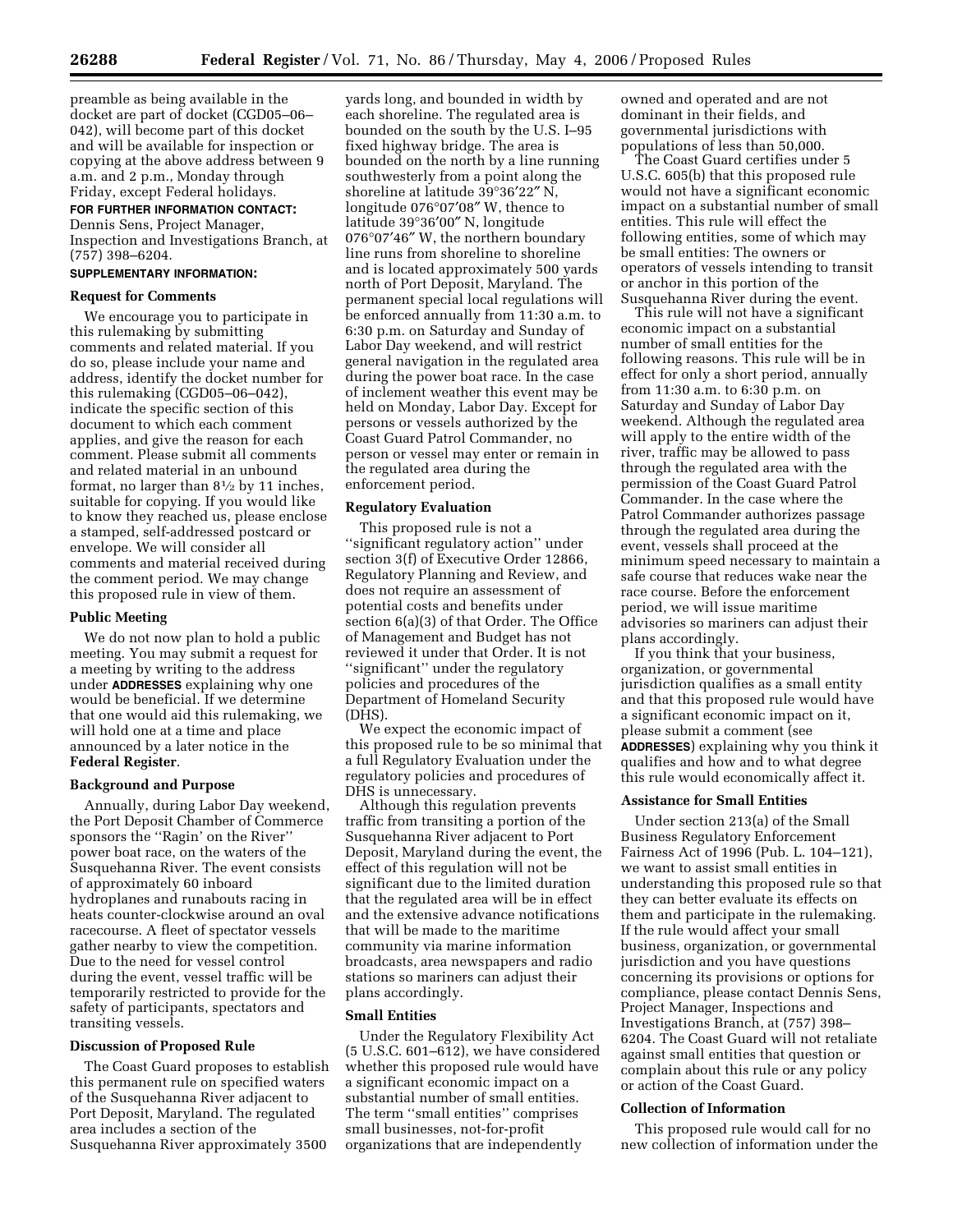preamble as being available in the docket are part of docket (CGD05–06–042), will become part of this docket and will be available for inspection or copying at the above address between 9 a.m. and 2 p.m., Monday through Friday, except Federal holidays.

**FOR FURTHER INFORMATION CONTACT:** Dennis Sens, Project Manager, Inspection and Investigations Branch, at (757) 398–6204.

**SUPPLEMENTARY INFORMATION:**

**Request for Comments**

We encourage you to participate in this rulemaking by submitting comments and related material. If you do so, please include your name and address, identify the docket number for this rulemaking (CGD05–06–042), indicate the specific section of this document to which each comment applies, and give the reason for each comment. Please submit all comments and related material in an unbound format, no larger than 8½ by 11 inches, suitable for copying. If you would like to know they reached us, please enclose a stamped, self-addressed postcard or envelope. We will consider all comments and material received during the comment period. We may change this proposed rule in view of them.

**Public Meeting**

We do not now plan to hold a public meeting. You may submit a request for a meeting by writing to the address under **ADDRESSES** explaining why one would be beneficial. If we determine that one would aid this rulemaking, we will hold one at a time and place announced by a later notice in the **Federal Register**.

**Background and Purpose**

Annually, during Labor Day weekend, the Port Deposit Chamber of Commerce sponsors the ''Ragin' on the River'' power boat race, on the waters of the Susquehanna River. The event consists of approximately 60 inboard hydroplanes and runabouts racing in heats counter-clockwise around an oval racecourse. A fleet of spectator vessels gather nearby to view the competition. Due to the need for vessel control during the event, vessel traffic will be temporarily restricted to provide for the safety of participants, spectators and transiting vessels.

**Discussion of Proposed Rule**

The Coast Guard proposes to establish this permanent rule on specified waters of the Susquehanna River adjacent to Port Deposit, Maryland. The regulated area includes a section of the Susquehanna River approximately 3500 yards long, and bounded in width by each shoreline. The regulated area is bounded on the south by the U.S. I–95 fixed highway bridge. The area is bounded on the north by a line running southwesterly from a point along the shoreline at latitude 39°36′22″ N, longitude 076°07′08″ W, thence to latitude 39°36′00″ N, longitude 076°07′46″ W, the northern boundary line runs from shoreline to shoreline and is located approximately 500 yards north of Port Deposit, Maryland. The permanent special local regulations will be enforced annually from 11:30 a.m. to 6:30 p.m. on Saturday and Sunday of Labor Day weekend, and will restrict general navigation in the regulated area during the power boat race. In the case of inclement weather this event may be held on Monday, Labor Day. Except for persons or vessels authorized by the Coast Guard Patrol Commander, no person or vessel may enter or remain in the regulated area during the enforcement period.

**Regulatory Evaluation**

This proposed rule is not a ''significant regulatory action'' under section 3(f) of Executive Order 12866, Regulatory Planning and Review, and does not require an assessment of potential costs and benefits under section 6(a)(3) of that Order. The Office of Management and Budget has not reviewed it under that Order. It is not ''significant'' under the regulatory policies and procedures of the Department of Homeland Security (DHS).

We expect the economic impact of this proposed rule to be so minimal that a full Regulatory Evaluation under the regulatory policies and procedures of DHS is unnecessary.

Although this regulation prevents traffic from transiting a portion of the Susquehanna River adjacent to Port Deposit, Maryland during the event, the effect of this regulation will not be significant due to the limited duration that the regulated area will be in effect and the extensive advance notifications that will be made to the maritime community via marine information broadcasts, area newspapers and radio stations so mariners can adjust their plans accordingly.

**Small Entities**

Under the Regulatory Flexibility Act (5 U.S.C. 601–612), we have considered whether this proposed rule would have a significant economic impact on a substantial number of small entities. The term ''small entities'' comprises small businesses, not-for-profit organizations that are independently owned and operated and are not dominant in their fields, and governmental jurisdictions with populations of less than 50,000.

The Coast Guard certifies under 5 U.S.C. 605(b) that this proposed rule would not have a significant economic impact on a substantial number of small entities. This rule will effect the following entities, some of which may be small entities: The owners or operators of vessels intending to transit or anchor in this portion of the Susquehanna River during the event.

This rule will not have a significant economic impact on a substantial number of small entities for the following reasons. This rule will be in effect for only a short period, annually from 11:30 a.m. to 6:30 p.m. on Saturday and Sunday of Labor Day weekend. Although the regulated area will apply to the entire width of the river, traffic may be allowed to pass through the regulated area with the permission of the Coast Guard Patrol Commander. In the case where the Patrol Commander authorizes passage through the regulated area during the event, vessels shall proceed at the minimum speed necessary to maintain a safe course that reduces wake near the race course. Before the enforcement period, we will issue maritime advisories so mariners can adjust their plans accordingly.

If you think that your business, organization, or governmental jurisdiction qualifies as a small entity and that this proposed rule would have a significant economic impact on it, please submit a comment (see **ADDRESSES**) explaining why you think it qualifies and how and to what degree this rule would economically affect it.

**Assistance for Small Entities**

Under section 213(a) of the Small Business Regulatory Enforcement Fairness Act of 1996 (Pub. L. 104–121), we want to assist small entities in understanding this proposed rule so that they can better evaluate its effects on them and participate in the rulemaking. If the rule would affect your small business, organization, or governmental jurisdiction and you have questions concerning its provisions or options for compliance, please contact Dennis Sens, Project Manager, Inspections and Investigations Branch, at (757) 398–6204. The Coast Guard will not retaliate against small entities that question or complain about this rule or any policy or action of the Coast Guard.

**Collection of Information**

This proposed rule would call for no new collection of information under the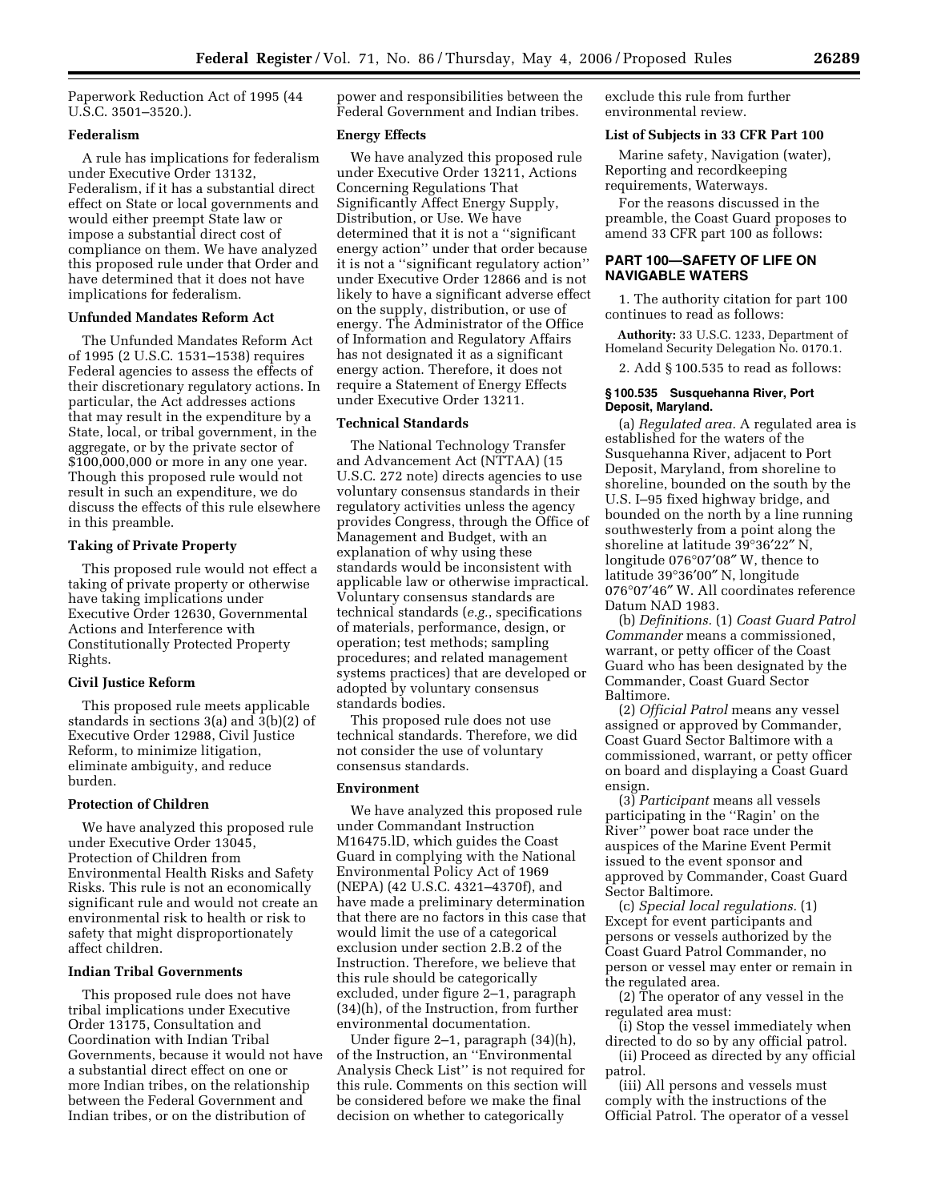Paperwork Reduction Act of 1995 (44 U.S.C. 3501–3520.).

### Federalism

A rule has implications for federalism under Executive Order 13132, Federalism, if it has a substantial direct effect on State or local governments and would either preempt State law or impose a substantial direct cost of compliance on them. We have analyzed this proposed rule under that Order and have determined that it does not have implications for federalism.

### Unfunded Mandates Reform Act

The Unfunded Mandates Reform Act of 1995 (2 U.S.C. 1531–1538) requires Federal agencies to assess the effects of their discretionary regulatory actions. In particular, the Act addresses actions that may result in the expenditure by a State, local, or tribal government, in the aggregate, or by the private sector of $100,000,000 or more in any one year. Though this proposed rule would not result in such an expenditure, we do discuss the effects of this rule elsewhere in this preamble.

### Taking of Private Property

This proposed rule would not effect a taking of private property or otherwise have taking implications under Executive Order 12630, Governmental Actions and Interference with Constitutionally Protected Property Rights.

### Civil Justice Reform

This proposed rule meets applicable standards in sections 3(a) and 3(b)(2) of Executive Order 12988, Civil Justice Reform, to minimize litigation, eliminate ambiguity, and reduce burden.

### Protection of Children

We have analyzed this proposed rule under Executive Order 13045, Protection of Children from Environmental Health Risks and Safety Risks. This rule is not an economically significant rule and would not create an environmental risk to health or risk to safety that might disproportionately affect children.

### Indian Tribal Governments

This proposed rule does not have tribal implications under Executive Order 13175, Consultation and Coordination with Indian Tribal Governments, because it would not have a substantial direct effect on one or more Indian tribes, on the relationship between the Federal Government and Indian tribes, or on the distribution of power and responsibilities between the Federal Government and Indian tribes.

### Energy Effects

We have analyzed this proposed rule under Executive Order 13211, Actions Concerning Regulations That Significantly Affect Energy Supply, Distribution, or Use. We have determined that it is not a ''significant energy action'' under that order because it is not a ''significant regulatory action'' under Executive Order 12866 and is not likely to have a significant adverse effect on the supply, distribution, or use of energy. The Administrator of the Office of Information and Regulatory Affairs has not designated it as a significant energy action. Therefore, it does not require a Statement of Energy Effects under Executive Order 13211.

### Technical Standards

The National Technology Transfer and Advancement Act (NTTAA) (15 U.S.C. 272 note) directs agencies to use voluntary consensus standards in their regulatory activities unless the agency provides Congress, through the Office of Management and Budget, with an explanation of why using these standards would be inconsistent with applicable law or otherwise impractical. Voluntary consensus standards are technical standards (*e.g.*, specifications of materials, performance, design, or operation; test methods; sampling procedures; and related management systems practices) that are developed or adopted by voluntary consensus standards bodies.

This proposed rule does not use technical standards. Therefore, we did not consider the use of voluntary consensus standards.

### Environment

We have analyzed this proposed rule under Commandant Instruction M16475.lD, which guides the Coast Guard in complying with the National Environmental Policy Act of 1969 (NEPA) (42 U.S.C. 4321–4370f), and have made a preliminary determination that there are no factors in this case that would limit the use of a categorical exclusion under section 2.B.2 of the Instruction. Therefore, we believe that this rule should be categorically excluded, under figure 2–1, paragraph (34)(h), of the Instruction, from further environmental documentation.

Under figure 2–1, paragraph (34)(h), of the Instruction, an ''Environmental Analysis Check List'' is not required for this rule. Comments on this section will be considered before we make the final decision on whether to categorically exclude this rule from further environmental review.

### List of Subjects in 33 CFR Part 100

Marine safety, Navigation (water), Reporting and recordkeeping requirements, Waterways.

For the reasons discussed in the preamble, the Coast Guard proposes to amend 33 CFR part 100 as follows:

## PART 100—SAFETY OF LIFE ON NAVIGABLE WATERS

1. The authority citation for part 100 continues to read as follows:

**Authority:** 33 U.S.C. 1233, Department of Homeland Security Delegation No. 0170.1.

2. Add § 100.535 to read as follows:

#### § 100.535 Susquehanna River, Port Deposit, Maryland.

(a) *Regulated area.* A regulated area is established for the waters of the Susquehanna River, adjacent to Port Deposit, Maryland, from shoreline to shoreline, bounded on the south by the U.S. I–95 fixed highway bridge, and bounded on the north by a line running southwesterly from a point along the shoreline at latitude 39°36′22″ N, longitude 076°07′08″ W, thence to latitude 39°36′00″ N, longitude 076°07′46″ W. All coordinates reference Datum NAD 1983.

(b) *Definitions.* (1) *Coast Guard Patrol Commander* means a commissioned, warrant, or petty officer of the Coast Guard who has been designated by the Commander, Coast Guard Sector Baltimore.

(2) *Official Patrol* means any vessel assigned or approved by Commander, Coast Guard Sector Baltimore with a commissioned, warrant, or petty officer on board and displaying a Coast Guard ensign.

(3) *Participant* means all vessels participating in the ''Ragin' on the River'' power boat race under the auspices of the Marine Event Permit issued to the event sponsor and approved by Commander, Coast Guard Sector Baltimore.

(c) *Special local regulations.* (1) Except for event participants and persons or vessels authorized by the Coast Guard Patrol Commander, no person or vessel may enter or remain in the regulated area.

(2) The operator of any vessel in the regulated area must:

(i) Stop the vessel immediately when directed to do so by any official patrol.

(ii) Proceed as directed by any official patrol.

(iii) All persons and vessels must comply with the instructions of the Official Patrol. The operator of a vessel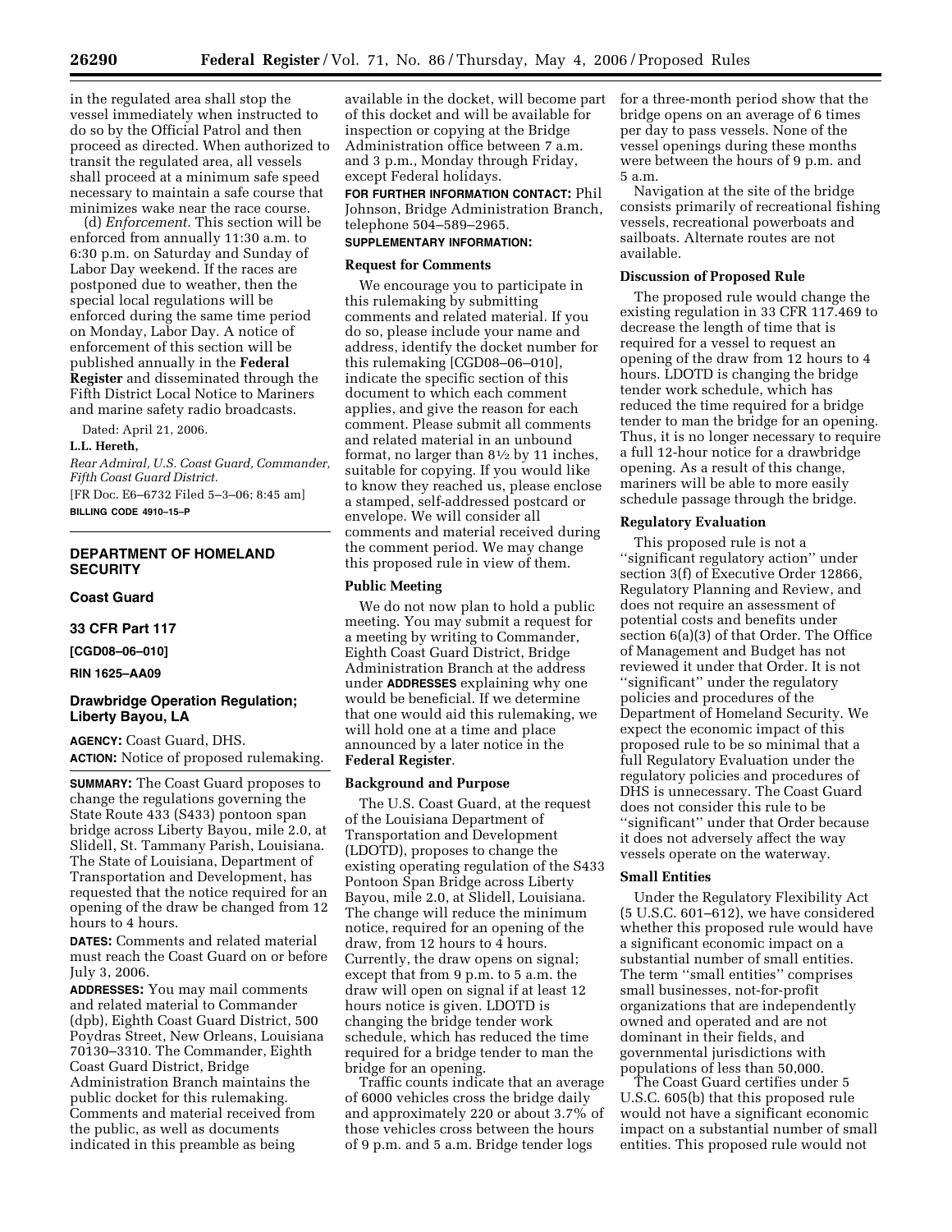in the regulated area shall stop the vessel immediately when instructed to do so by the Official Patrol and then proceed as directed. When authorized to transit the regulated area, all vessels shall proceed at a minimum safe speed necessary to maintain a safe course that minimizes wake near the race course.

(d) *Enforcement.* This section will be enforced from annually 11:30 a.m. to 6:30 p.m. on Saturday and Sunday of Labor Day weekend. If the races are postponed due to weather, then the special local regulations will be enforced during the same time period on Monday, Labor Day. A notice of enforcement of this section will be published annually in the **Federal Register** and disseminated through the Fifth District Local Notice to Mariners and marine safety radio broadcasts.

Dated: April 21, 2006.

**L.L. Hereth,**

*Rear Admiral, U.S. Coast Guard, Commander, Fifth Coast Guard District.*

[FR Doc. E6–6732 Filed 5–3–06; 8:45 am]

**BILLING CODE 4910–15–P**

---

## DEPARTMENT OF HOMELAND SECURITY

### Coast Guard

### 33 CFR Part 117

**[CGD08–06–010]**

**RIN 1625–AA09**

### Drawbridge Operation Regulation; Liberty Bayou, LA

**AGENCY:** Coast Guard, DHS.

**ACTION:** Notice of proposed rulemaking.

**SUMMARY:** The Coast Guard proposes to change the regulations governing the State Route 433 (S433) pontoon span bridge across Liberty Bayou, mile 2.0, at Slidell, St. Tammany Parish, Louisiana. The State of Louisiana, Department of Transportation and Development, has requested that the notice required for an opening of the draw be changed from 12 hours to 4 hours.

**DATES:** Comments and related material must reach the Coast Guard on or before July 3, 2006.

**ADDRESSES:** You may mail comments and related material to Commander (dpb), Eighth Coast Guard District, 500 Poydras Street, New Orleans, Louisiana 70130–3310. The Commander, Eighth Coast Guard District, Bridge Administration Branch maintains the public docket for this rulemaking. Comments and material received from the public, as well as documents indicated in this preamble as being available in the docket, will become part of this docket and will be available for inspection or copying at the Bridge Administration office between 7 a.m. and 3 p.m., Monday through Friday, except Federal holidays.

**FOR FURTHER INFORMATION CONTACT:** Phil Johnson, Bridge Administration Branch, telephone 504–589–2965.

**SUPPLEMENTARY INFORMATION:**

#### Request for Comments

We encourage you to participate in this rulemaking by submitting comments and related material. If you do so, please include your name and address, identify the docket number for this rulemaking [CGD08–06–010], indicate the specific section of this document to which each comment applies, and give the reason for each comment. Please submit all comments and related material in an unbound format, no larger than 8½ by 11 inches, suitable for copying. If you would like to know they reached us, please enclose a stamped, self-addressed postcard or envelope. We will consider all comments and material received during the comment period. We may change this proposed rule in view of them.

#### Public Meeting

We do not now plan to hold a public meeting. You may submit a request for a meeting by writing to Commander, Eighth Coast Guard District, Bridge Administration Branch at the address under **ADDRESSES** explaining why one would be beneficial. If we determine that one would aid this rulemaking, we will hold one at a time and place announced by a later notice in the **Federal Register**.

#### Background and Purpose

The U.S. Coast Guard, at the request of the Louisiana Department of Transportation and Development (LDOTD), proposes to change the existing operating regulation of the S433 Pontoon Span Bridge across Liberty Bayou, mile 2.0, at Slidell, Louisiana. The change will reduce the minimum notice, required for an opening of the draw, from 12 hours to 4 hours. Currently, the draw opens on signal; except that from 9 p.m. to 5 a.m. the draw will open on signal if at least 12 hours notice is given. LDOTD is changing the bridge tender work schedule, which has reduced the time required for a bridge tender to man the bridge for an opening.

Traffic counts indicate that an average of 6000 vehicles cross the bridge daily and approximately 220 or about 3.7% of those vehicles cross between the hours of 9 p.m. and 5 a.m. Bridge tender logs for a three-month period show that the bridge opens on an average of 6 times per day to pass vessels. None of the vessel openings during these months were between the hours of 9 p.m. and 5 a.m.

Navigation at the site of the bridge consists primarily of recreational fishing vessels, recreational powerboats and sailboats. Alternate routes are not available.

#### Discussion of Proposed Rule

The proposed rule would change the existing regulation in 33 CFR 117.469 to decrease the length of time that is required for a vessel to request an opening of the draw from 12 hours to 4 hours. LDOTD is changing the bridge tender work schedule, which has reduced the time required for a bridge tender to man the bridge for an opening. Thus, it is no longer necessary to require a full 12-hour notice for a drawbridge opening. As a result of this change, mariners will be able to more easily schedule passage through the bridge.

#### Regulatory Evaluation

This proposed rule is not a "significant regulatory action" under section 3(f) of Executive Order 12866, Regulatory Planning and Review, and does not require an assessment of potential costs and benefits under section 6(a)(3) of that Order. The Office of Management and Budget has not reviewed it under that Order. It is not "significant" under the regulatory policies and procedures of the Department of Homeland Security. We expect the economic impact of this proposed rule to be so minimal that a full Regulatory Evaluation under the regulatory policies and procedures of DHS is unnecessary. The Coast Guard does not consider this rule to be "significant" under that Order because it does not adversely affect the way vessels operate on the waterway.

#### Small Entities

Under the Regulatory Flexibility Act (5 U.S.C. 601–612), we have considered whether this proposed rule would have a significant economic impact on a substantial number of small entities. The term "small entities" comprises small businesses, not-for-profit organizations that are independently owned and operated and are not dominant in their fields, and governmental jurisdictions with populations of less than 50,000.

The Coast Guard certifies under 5 U.S.C. 605(b) that this proposed rule would not have a significant economic impact on a substantial number of small entities. This proposed rule would not